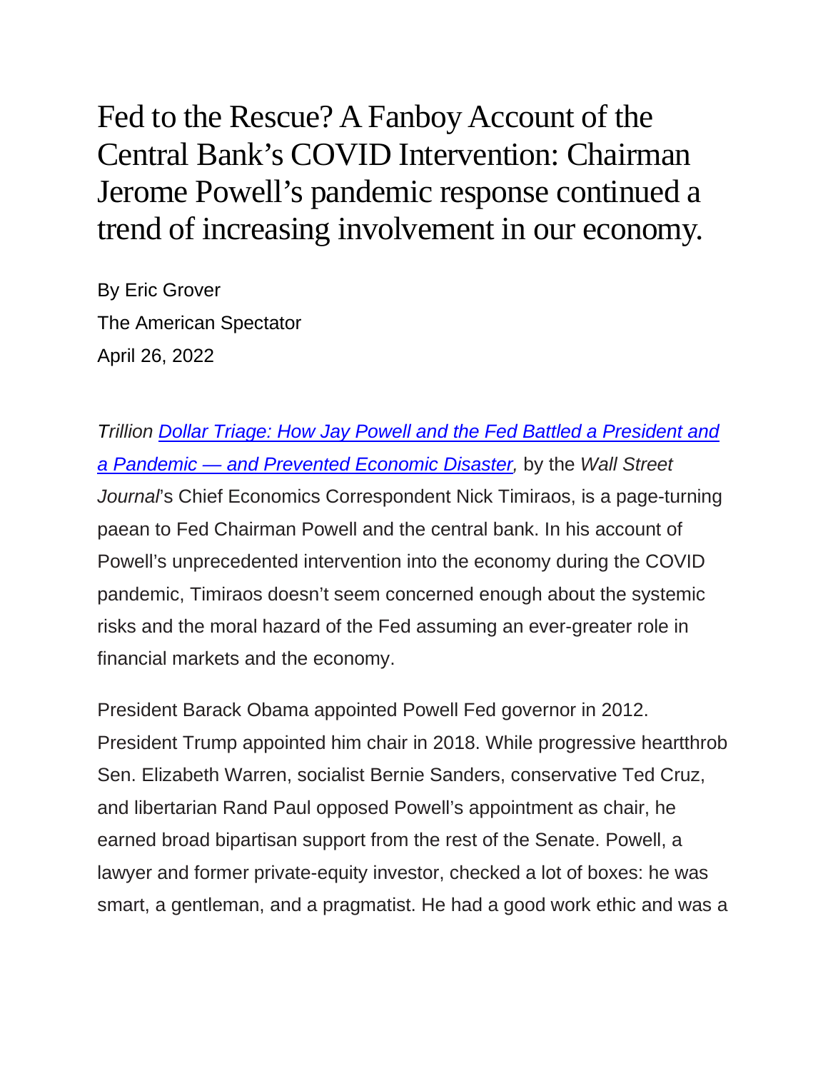# Fed to the Rescue? A Fanboy Account of the Central Bank's COVID Intervention: Chairman Jerome Powell's pandemic response continued a trend of increasing involvement in our economy.

By Eric Grover
The American Spectator
April 26, 2022

*Trillion [Dollar Triage: How Jay Powell and the Fed Battled a President and a Pandemic — and Prevented Economic Disaster](), by the Wall Street Journal*'s Chief Economics Correspondent Nick Timiraos, is a page-turning paean to Fed Chairman Powell and the central bank. In his account of Powell's unprecedented intervention into the economy during the COVID pandemic, Timiraos doesn't seem concerned enough about the systemic risks and the moral hazard of the Fed assuming an ever-greater role in financial markets and the economy.

President Barack Obama appointed Powell Fed governor in 2012. President Trump appointed him chair in 2018. While progressive heartthrob Sen. Elizabeth Warren, socialist Bernie Sanders, conservative Ted Cruz, and libertarian Rand Paul opposed Powell's appointment as chair, he earned broad bipartisan support from the rest of the Senate. Powell, a lawyer and former private-equity investor, checked a lot of boxes: he was smart, a gentleman, and a pragmatist. He had a good work ethic and was a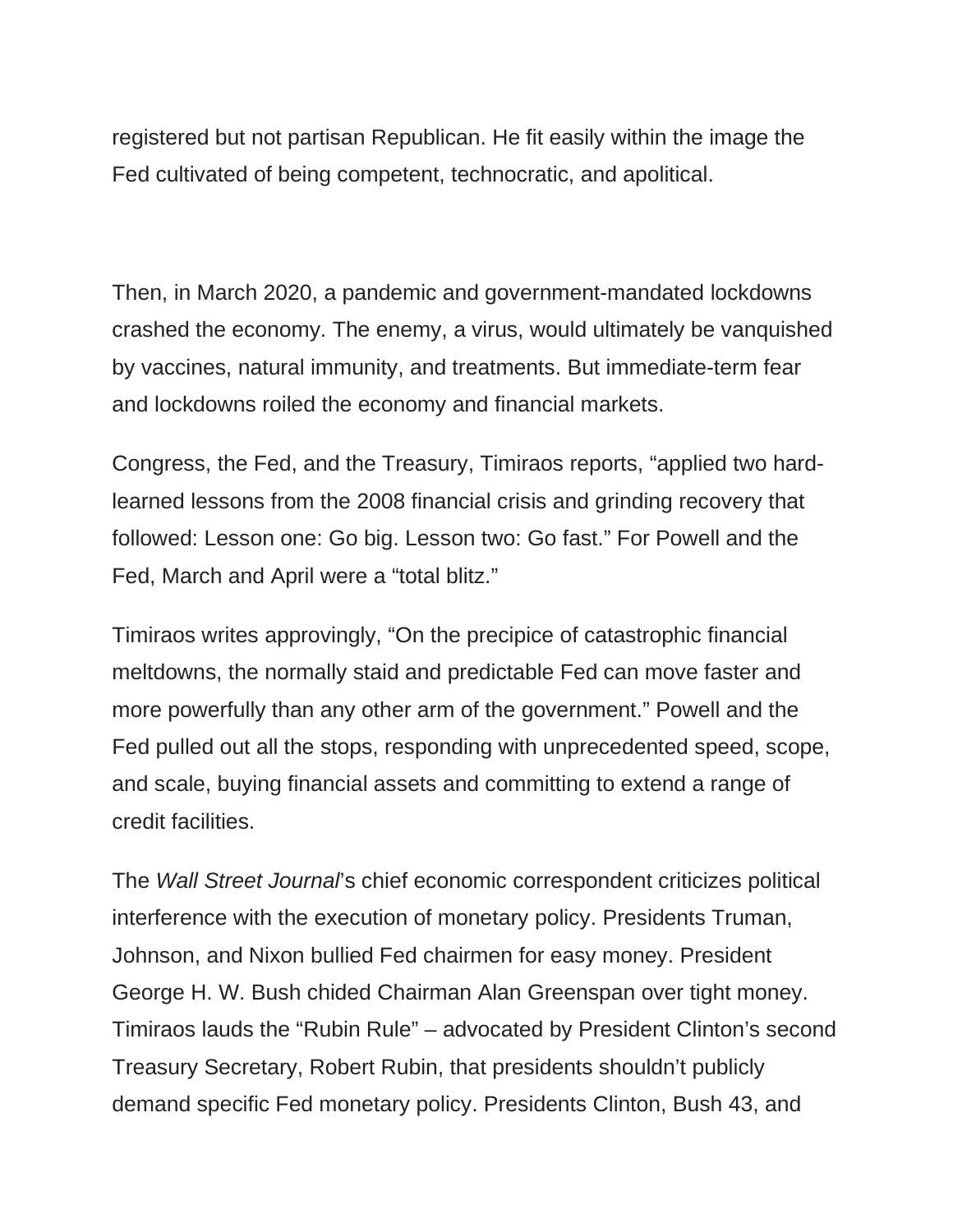registered but not partisan Republican. He fit easily within the image the Fed cultivated of being competent, technocratic, and apolitical.

Then, in March 2020, a pandemic and government-mandated lockdowns crashed the economy. The enemy, a virus, would ultimately be vanquished by vaccines, natural immunity, and treatments. But immediate-term fear and lockdowns roiled the economy and financial markets.

Congress, the Fed, and the Treasury, Timiraos reports, "applied two hard-learned lessons from the 2008 financial crisis and grinding recovery that followed: Lesson one: Go big. Lesson two: Go fast." For Powell and the Fed, March and April were a "total blitz."

Timiraos writes approvingly, "On the precipice of catastrophic financial meltdowns, the normally staid and predictable Fed can move faster and more powerfully than any other arm of the government." Powell and the Fed pulled out all the stops, responding with unprecedented speed, scope, and scale, buying financial assets and committing to extend a range of credit facilities.

The *Wall Street Journal*'s chief economic correspondent criticizes political interference with the execution of monetary policy. Presidents Truman, Johnson, and Nixon bullied Fed chairmen for easy money. President George H. W. Bush chided Chairman Alan Greenspan over tight money. Timiraos lauds the "Rubin Rule" – advocated by President Clinton's second Treasury Secretary, Robert Rubin, that presidents shouldn't publicly demand specific Fed monetary policy. Presidents Clinton, Bush 43, and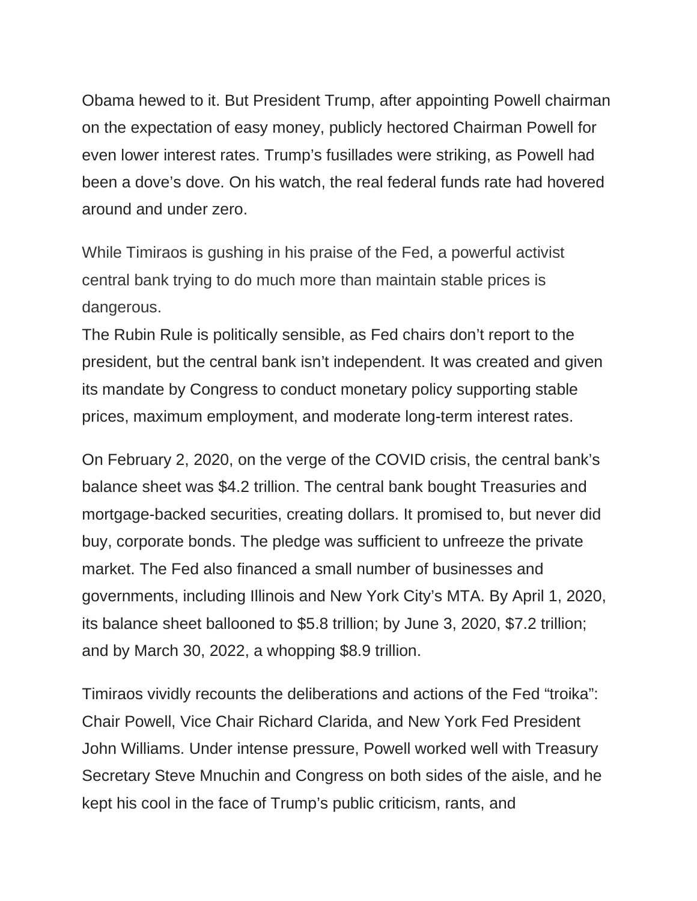Obama hewed to it. But President Trump, after appointing Powell chairman on the expectation of easy money, publicly hectored Chairman Powell for even lower interest rates. Trump's fusillades were striking, as Powell had been a dove's dove. On his watch, the real federal funds rate had hovered around and under zero.

While Timiraos is gushing in his praise of the Fed, a powerful activist central bank trying to do much more than maintain stable prices is dangerous.

The Rubin Rule is politically sensible, as Fed chairs don't report to the president, but the central bank isn't independent. It was created and given its mandate by Congress to conduct monetary policy supporting stable prices, maximum employment, and moderate long-term interest rates.

On February 2, 2020, on the verge of the COVID crisis, the central bank's balance sheet was $4.2 trillion. The central bank bought Treasuries and mortgage-backed securities, creating dollars. It promised to, but never did buy, corporate bonds. The pledge was sufficient to unfreeze the private market. The Fed also financed a small number of businesses and governments, including Illinois and New York City's MTA. By April 1, 2020, its balance sheet ballooned to $5.8 trillion; by June 3, 2020, $7.2 trillion; and by March 30, 2022, a whopping $8.9 trillion.

Timiraos vividly recounts the deliberations and actions of the Fed "troika": Chair Powell, Vice Chair Richard Clarida, and New York Fed President John Williams. Under intense pressure, Powell worked well with Treasury Secretary Steve Mnuchin and Congress on both sides of the aisle, and he kept his cool in the face of Trump's public criticism, rants, and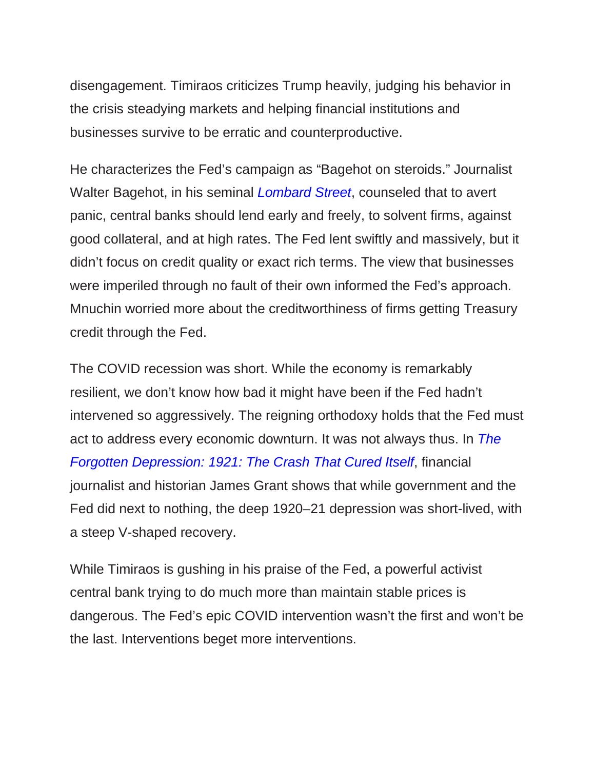disengagement. Timiraos criticizes Trump heavily, judging his behavior in the crisis steadying markets and helping financial institutions and businesses survive to be erratic and counterproductive.

He characterizes the Fed's campaign as "Bagehot on steroids." Journalist Walter Bagehot, in his seminal *Lombard Street*, counseled that to avert panic, central banks should lend early and freely, to solvent firms, against good collateral, and at high rates. The Fed lent swiftly and massively, but it didn't focus on credit quality or exact rich terms. The view that businesses were imperiled through no fault of their own informed the Fed's approach. Mnuchin worried more about the creditworthiness of firms getting Treasury credit through the Fed.

The COVID recession was short. While the economy is remarkably resilient, we don't know how bad it might have been if the Fed hadn't intervened so aggressively. The reigning orthodoxy holds that the Fed must act to address every economic downturn. It was not always thus. In *The Forgotten Depression: 1921: The Crash That Cured Itself*, financial journalist and historian James Grant shows that while government and the Fed did next to nothing, the deep 1920–21 depression was short-lived, with a steep V-shaped recovery.

While Timiraos is gushing in his praise of the Fed, a powerful activist central bank trying to do much more than maintain stable prices is dangerous. The Fed's epic COVID intervention wasn't the first and won't be the last. Interventions beget more interventions.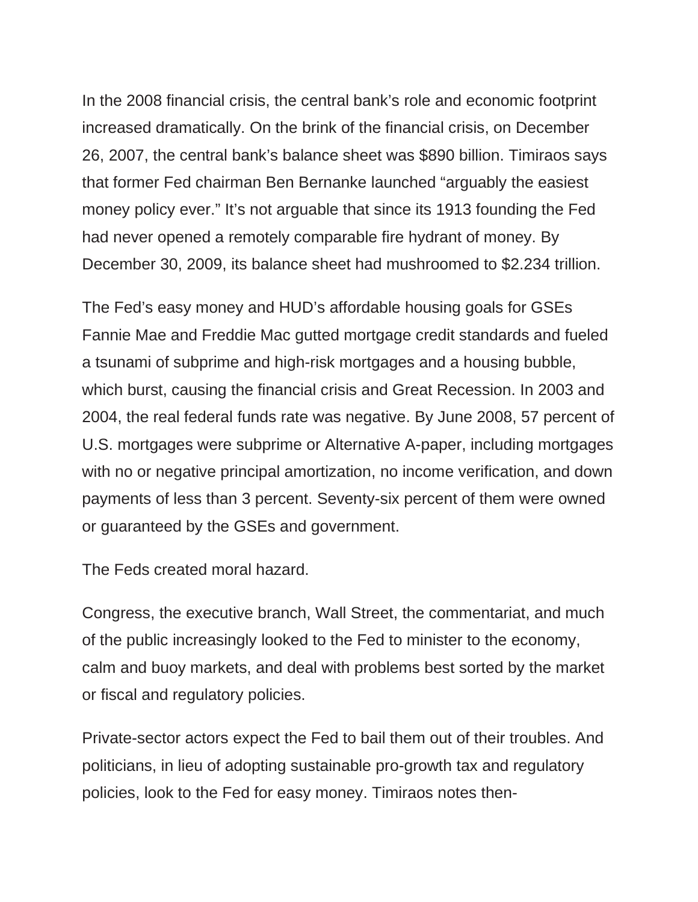In the 2008 financial crisis, the central bank's role and economic footprint increased dramatically. On the brink of the financial crisis, on December 26, 2007, the central bank's balance sheet was $890 billion. Timiraos says that former Fed chairman Ben Bernanke launched "arguably the easiest money policy ever." It's not arguable that since its 1913 founding the Fed had never opened a remotely comparable fire hydrant of money. By December 30, 2009, its balance sheet had mushroomed to $2.234 trillion.

The Fed's easy money and HUD's affordable housing goals for GSEs Fannie Mae and Freddie Mac gutted mortgage credit standards and fueled a tsunami of subprime and high-risk mortgages and a housing bubble, which burst, causing the financial crisis and Great Recession. In 2003 and 2004, the real federal funds rate was negative. By June 2008, 57 percent of U.S. mortgages were subprime or Alternative A-paper, including mortgages with no or negative principal amortization, no income verification, and down payments of less than 3 percent. Seventy-six percent of them were owned or guaranteed by the GSEs and government.

The Feds created moral hazard.

Congress, the executive branch, Wall Street, the commentariat, and much of the public increasingly looked to the Fed to minister to the economy, calm and buoy markets, and deal with problems best sorted by the market or fiscal and regulatory policies.

Private-sector actors expect the Fed to bail them out of their troubles. And politicians, in lieu of adopting sustainable pro-growth tax and regulatory policies, look to the Fed for easy money. Timiraos notes then-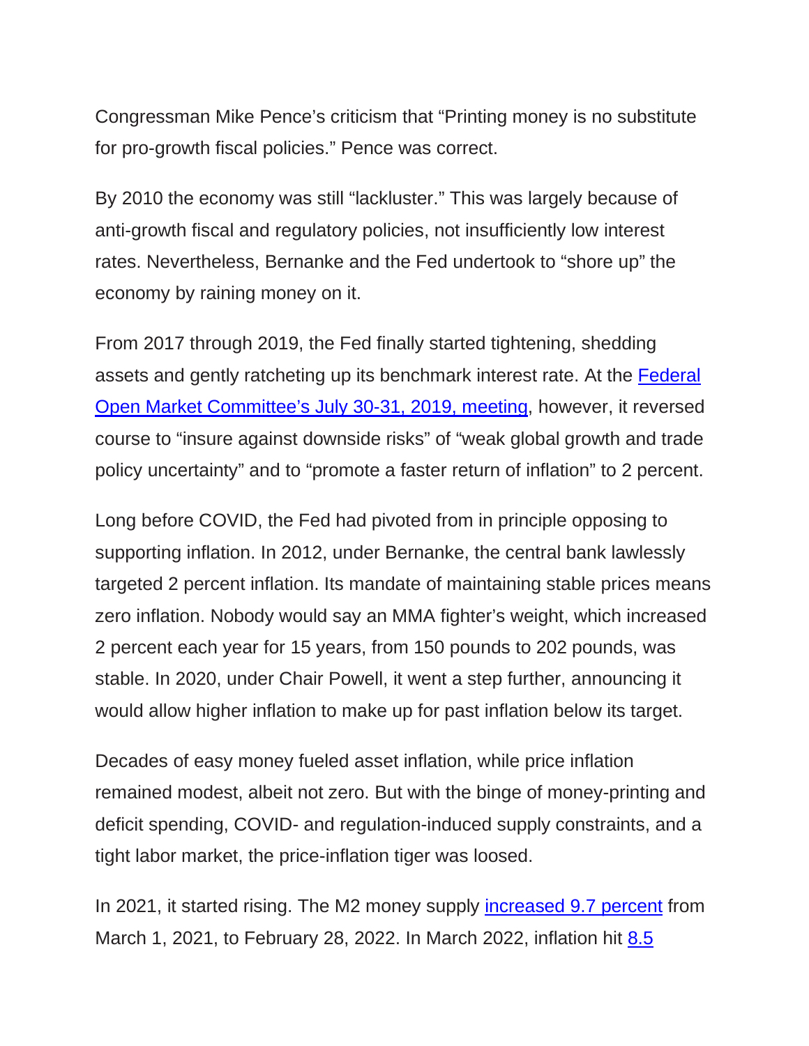Congressman Mike Pence's criticism that "Printing money is no substitute for pro-growth fiscal policies." Pence was correct.

By 2010 the economy was still "lackluster." This was largely because of anti-growth fiscal and regulatory policies, not insufficiently low interest rates. Nevertheless, Bernanke and the Fed undertook to "shore up" the economy by raining money on it.

From 2017 through 2019, the Fed finally started tightening, shedding assets and gently ratcheting up its benchmark interest rate. At the [Federal Open Market Committee's July 30-31, 2019, meeting](), however, it reversed course to "insure against downside risks" of "weak global growth and trade policy uncertainty" and to "promote a faster return of inflation" to 2 percent.

Long before COVID, the Fed had pivoted from in principle opposing to supporting inflation. In 2012, under Bernanke, the central bank lawlessly targeted 2 percent inflation. Its mandate of maintaining stable prices means zero inflation. Nobody would say an MMA fighter's weight, which increased 2 percent each year for 15 years, from 150 pounds to 202 pounds, was stable. In 2020, under Chair Powell, it went a step further, announcing it would allow higher inflation to make up for past inflation below its target.

Decades of easy money fueled asset inflation, while price inflation remained modest, albeit not zero. But with the binge of money-printing and deficit spending, COVID- and regulation-induced supply constraints, and a tight labor market, the price-inflation tiger was loosed.

In 2021, it started rising. The M2 money supply [increased 9.7 percent]() from March 1, 2021, to February 28, 2022. In March 2022, inflation hit [8.5]()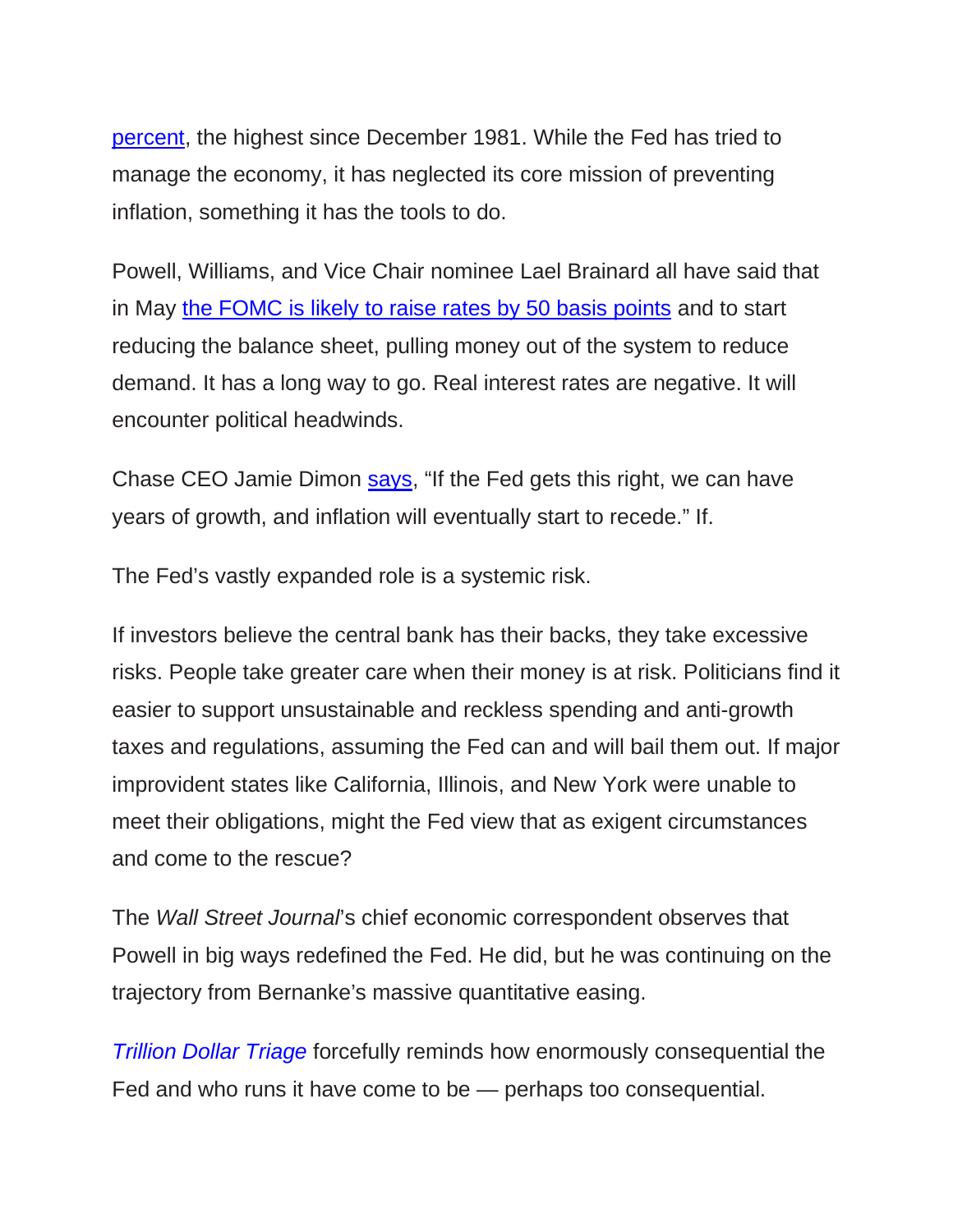percent, the highest since December 1981. While the Fed has tried to manage the economy, it has neglected its core mission of preventing inflation, something it has the tools to do.

Powell, Williams, and Vice Chair nominee Lael Brainard all have said that in May the FOMC is likely to raise rates by 50 basis points and to start reducing the balance sheet, pulling money out of the system to reduce demand. It has a long way to go. Real interest rates are negative. It will encounter political headwinds.

Chase CEO Jamie Dimon says, "If the Fed gets this right, we can have years of growth, and inflation will eventually start to recede." If.

The Fed's vastly expanded role is a systemic risk.

If investors believe the central bank has their backs, they take excessive risks. People take greater care when their money is at risk. Politicians find it easier to support unsustainable and reckless spending and anti-growth taxes and regulations, assuming the Fed can and will bail them out. If major improvident states like California, Illinois, and New York were unable to meet their obligations, might the Fed view that as exigent circumstances and come to the rescue?

The *Wall Street Journal*'s chief economic correspondent observes that Powell in big ways redefined the Fed. He did, but he was continuing on the trajectory from Bernanke's massive quantitative easing.

*Trillion Dollar Triage* forcefully reminds how enormously consequential the Fed and who runs it have come to be — perhaps too consequential.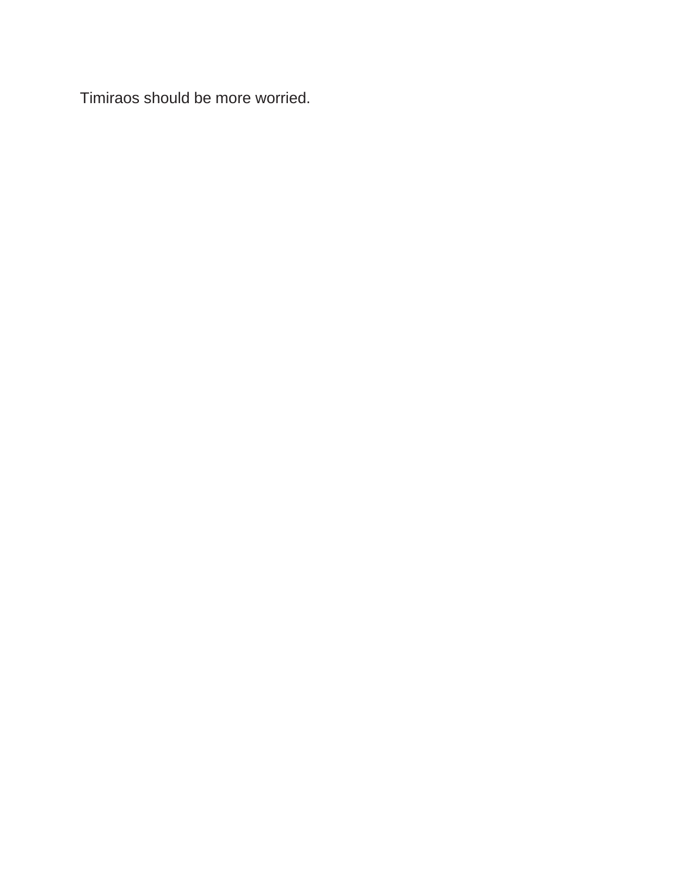Timiraos should be more worried.